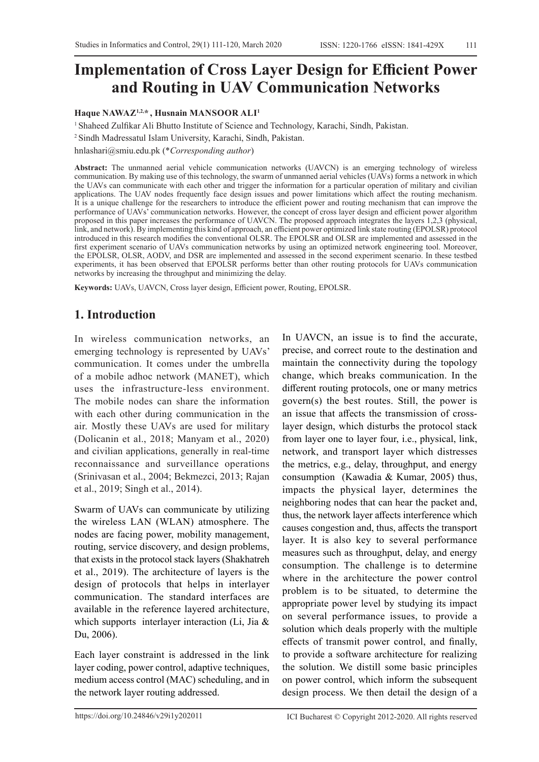# Implementation of Cross Layer Design for Efficient Power and Routing in UAV Communication Networks

**Haque NAWAZ[1,2,*], Husnain MANSOOR ALI[1]**

[1] Shaheed Zulfikar Ali Bhutto Institute of Science and Technology, Karachi, Sindh, Pakistan.

[2] Sindh Madressatul Islam University, Karachi, Sindh, Pakistan.

hnlashari@smiu.edu.pk (*Corresponding author*)

**Abstract:** The unmanned aerial vehicle communication networks (UAVCN) is an emerging technology of wireless communication. By making use of this technology, the swarm of unmanned aerial vehicles (UAVs) forms a network in which the UAVs can communicate with each other and trigger the information for a particular operation of military and civilian applications. The UAV nodes frequently face design issues and power limitations which affect the routing mechanism. It is a unique challenge for the researchers to introduce the efficient power and routing mechanism that can improve the performance of UAVs' communication networks. However, the concept of cross layer design and efficient power algorithm proposed in this paper increases the performance of UAVCN. The proposed approach integrates the layers 1,2,3 (physical, link, and network). By implementing this kind of approach, an efficient power optimized link state routing (EPOLSR) protocol introduced in this research modifies the conventional OLSR. The EPOLSR and OLSR are implemented and assessed in the first experiment scenario of UAVs communication networks by using an optimized network engineering tool. Moreover, the EPOLSR, OLSR, AODV, and DSR are implemented and assessed in the second experiment scenario. In these testbed experiments, it has been observed that EPOLSR performs better than other routing protocols for UAVs communication networks by increasing the throughput and minimizing the delay.

**Keywords:** UAVs, UAVCN, Cross layer design, Efficient power, Routing, EPOLSR.

## 1. Introduction

In wireless communication networks, an emerging technology is represented by UAVs' communication. It comes under the umbrella of a mobile adhoc network (MANET), which uses the infrastructure-less environment. The mobile nodes can share the information with each other during communication in the air. Mostly these UAVs are used for military (Dolicanin et al., 2018; Manyam et al., 2020) and civilian applications, generally in real-time reconnaissance and surveillance operations (Srinivasan et al., 2004; Bekmezci, 2013; Rajan et al., 2019; Singh et al., 2014).

Swarm of UAVs can communicate by utilizing the wireless LAN (WLAN) atmosphere. The nodes are facing power, mobility management, routing, service discovery, and design problems, that exists in the protocol stack layers (Shakhatreh et al., 2019). The architecture of layers is the design of protocols that helps in interlayer communication. The standard interfaces are available in the reference layered architecture, which supports interlayer interaction (Li, Jia & Du, 2006).

Each layer constraint is addressed in the link layer coding, power control, adaptive techniques, medium access control (MAC) scheduling, and in the network layer routing addressed.

In UAVCN, an issue is to find the accurate, precise, and correct route to the destination and maintain the connectivity during the topology change, which breaks communication. In the different routing protocols, one or many metrics govern(s) the best routes. Still, the power is an issue that affects the transmission of cross-layer design, which disturbs the protocol stack from layer one to layer four, i.e., physical, link, network, and transport layer which distresses the metrics, e.g., delay, throughput, and energy consumption (Kawadia & Kumar, 2005) thus, impacts the physical layer, determines the neighboring nodes that can hear the packet and, thus, the network layer affects interference which causes congestion and, thus, affects the transport layer. It is also key to several performance measures such as throughput, delay, and energy consumption. The challenge is to determine where in the architecture the power control problem is to be situated, to determine the appropriate power level by studying its impact on several performance issues, to provide a solution which deals properly with the multiple effects of transmit power control, and finally, to provide a software architecture for realizing the solution. We distill some basic principles on power control, which inform the subsequent design process. We then detail the design of a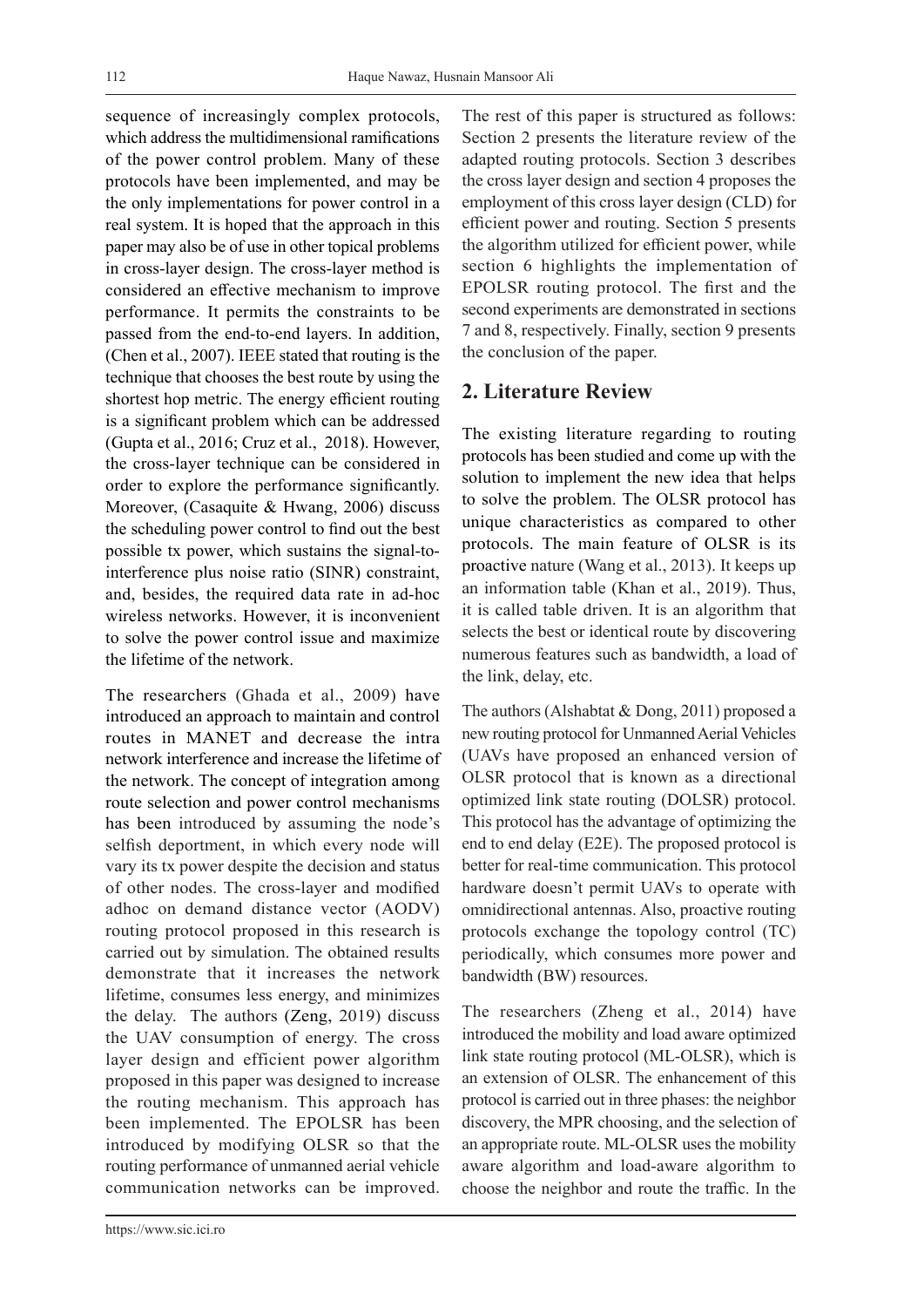sequence of increasingly complex protocols, which address the multidimensional ramifications of the power control problem. Many of these protocols have been implemented, and may be the only implementations for power control in a real system. It is hoped that the approach in this paper may also be of use in other topical problems in cross-layer design. The cross-layer method is considered an effective mechanism to improve performance. It permits the constraints to be passed from the end-to-end layers. In addition, (Chen et al., 2007). IEEE stated that routing is the technique that chooses the best route by using the shortest hop metric. The energy efficient routing is a significant problem which can be addressed (Gupta et al., 2016; Cruz et al., 2018). However, the cross-layer technique can be considered in order to explore the performance significantly. Moreover, (Casaquite & Hwang, 2006) discuss the scheduling power control to find out the best possible tx power, which sustains the signal-to-interference plus noise ratio (SINR) constraint, and, besides, the required data rate in ad-hoc wireless networks. However, it is inconvenient to solve the power control issue and maximize the lifetime of the network.

The researchers (Ghada et al., 2009) have introduced an approach to maintain and control routes in MANET and decrease the intra network interference and increase the lifetime of the network. The concept of integration among route selection and power control mechanisms has been introduced by assuming the node's selfish deportment, in which every node will vary its tx power despite the decision and status of other nodes. The cross-layer and modified adhoc on demand distance vector (AODV) routing protocol proposed in this research is carried out by simulation. The obtained results demonstrate that it increases the network lifetime, consumes less energy, and minimizes the delay. The authors (Zeng, 2019) discuss the UAV consumption of energy. The cross layer design and efficient power algorithm proposed in this paper was designed to increase the routing mechanism. This approach has been implemented. The EPOLSR has been introduced by modifying OLSR so that the routing performance of unmanned aerial vehicle communication networks can be improved. The rest of this paper is structured as follows: Section 2 presents the literature review of the adapted routing protocols. Section 3 describes the cross layer design and section 4 proposes the employment of this cross layer design (CLD) for efficient power and routing. Section 5 presents the algorithm utilized for efficient power, while section 6 highlights the implementation of EPOLSR routing protocol. The first and the second experiments are demonstrated in sections 7 and 8, respectively. Finally, section 9 presents the conclusion of the paper.

## 2. Literature Review

The existing literature regarding to routing protocols has been studied and come up with the solution to implement the new idea that helps to solve the problem. The OLSR protocol has unique characteristics as compared to other protocols. The main feature of OLSR is its proactive nature (Wang et al., 2013). It keeps up an information table (Khan et al., 2019). Thus, it is called table driven. It is an algorithm that selects the best or identical route by discovering numerous features such as bandwidth, a load of the link, delay, etc.

The authors (Alshabtat & Dong, 2011) proposed a new routing protocol for Unmanned Aerial Vehicles (UAVs have proposed an enhanced version of OLSR protocol that is known as a directional optimized link state routing (DOLSR) protocol. This protocol has the advantage of optimizing the end to end delay (E2E). The proposed protocol is better for real-time communication. This protocol hardware doesn't permit UAVs to operate with omnidirectional antennas. Also, proactive routing protocols exchange the topology control (TC) periodically, which consumes more power and bandwidth (BW) resources.

The researchers (Zheng et al., 2014) have introduced the mobility and load aware optimized link state routing protocol (ML-OLSR), which is an extension of OLSR. The enhancement of this protocol is carried out in three phases: the neighbor discovery, the MPR choosing, and the selection of an appropriate route. ML-OLSR uses the mobility aware algorithm and load-aware algorithm to choose the neighbor and route the traffic. In the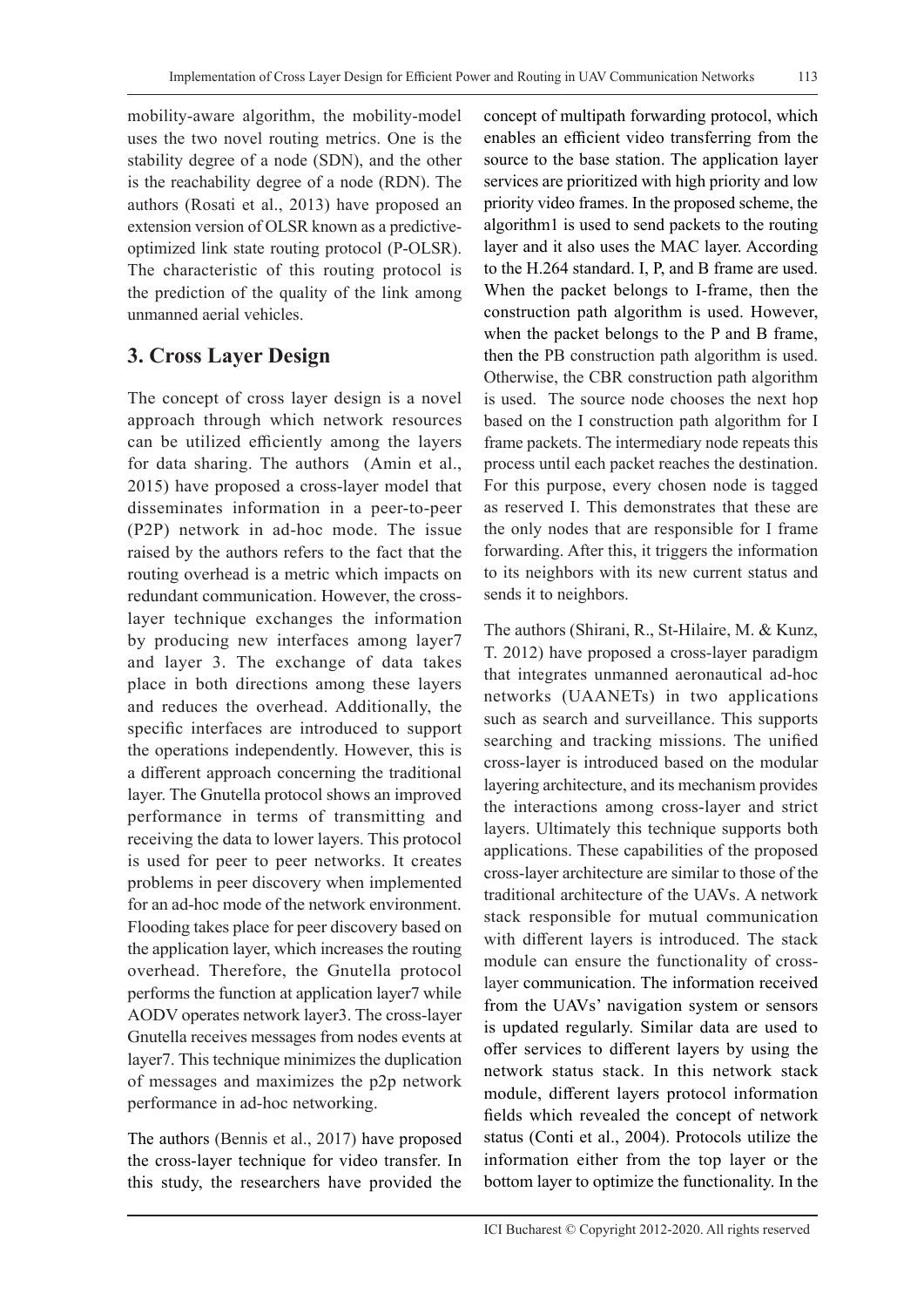mobility-aware algorithm, the mobility-model uses the two novel routing metrics. One is the stability degree of a node (SDN), and the other is the reachability degree of a node (RDN). The authors (Rosati et al., 2013) have proposed an extension version of OLSR known as a predictive-optimized link state routing protocol (P-OLSR). The characteristic of this routing protocol is the prediction of the quality of the link among unmanned aerial vehicles.

## 3. Cross Layer Design

The concept of cross layer design is a novel approach through which network resources can be utilized efficiently among the layers for data sharing. The authors (Amin et al., 2015) have proposed a cross-layer model that disseminates information in a peer-to-peer (P2P) network in ad-hoc mode. The issue raised by the authors refers to the fact that the routing overhead is a metric which impacts on redundant communication. However, the cross-layer technique exchanges the information by producing new interfaces among layer7 and layer 3. The exchange of data takes place in both directions among these layers and reduces the overhead. Additionally, the specific interfaces are introduced to support the operations independently. However, this is a different approach concerning the traditional layer. The Gnutella protocol shows an improved performance in terms of transmitting and receiving the data to lower layers. This protocol is used for peer to peer networks. It creates problems in peer discovery when implemented for an ad-hoc mode of the network environment. Flooding takes place for peer discovery based on the application layer, which increases the routing overhead. Therefore, the Gnutella protocol performs the function at application layer7 while AODV operates network layer3. The cross-layer Gnutella receives messages from nodes events at layer7. This technique minimizes the duplication of messages and maximizes the p2p network performance in ad-hoc networking.

The authors (Bennis et al., 2017) have proposed the cross-layer technique for video transfer. In this study, the researchers have provided the concept of multipath forwarding protocol, which enables an efficient video transferring from the source to the base station. The application layer services are prioritized with high priority and low priority video frames. In the proposed scheme, the algorithm1 is used to send packets to the routing layer and it also uses the MAC layer. According to the H.264 standard. I, P, and B frame are used. When the packet belongs to I-frame, then the construction path algorithm is used. However, when the packet belongs to the P and B frame, then the PB construction path algorithm is used. Otherwise, the CBR construction path algorithm is used. The source node chooses the next hop based on the I construction path algorithm for I frame packets. The intermediary node repeats this process until each packet reaches the destination. For this purpose, every chosen node is tagged as reserved I. This demonstrates that these are the only nodes that are responsible for I frame forwarding. After this, it triggers the information to its neighbors with its new current status and sends it to neighbors.

The authors (Shirani, R., St-Hilaire, M. & Kunz, T. 2012) have proposed a cross-layer paradigm that integrates unmanned aeronautical ad-hoc networks (UAANETs) in two applications such as search and surveillance. This supports searching and tracking missions. The unified cross-layer is introduced based on the modular layering architecture, and its mechanism provides the interactions among cross-layer and strict layers. Ultimately this technique supports both applications. These capabilities of the proposed cross-layer architecture are similar to those of the traditional architecture of the UAVs. A network stack responsible for mutual communication with different layers is introduced. The stack module can ensure the functionality of cross-layer communication. The information received from the UAVs' navigation system or sensors is updated regularly. Similar data are used to offer services to different layers by using the network status stack. In this network stack module, different layers protocol information fields which revealed the concept of network status (Conti et al., 2004). Protocols utilize the information either from the top layer or the bottom layer to optimize the functionality. In the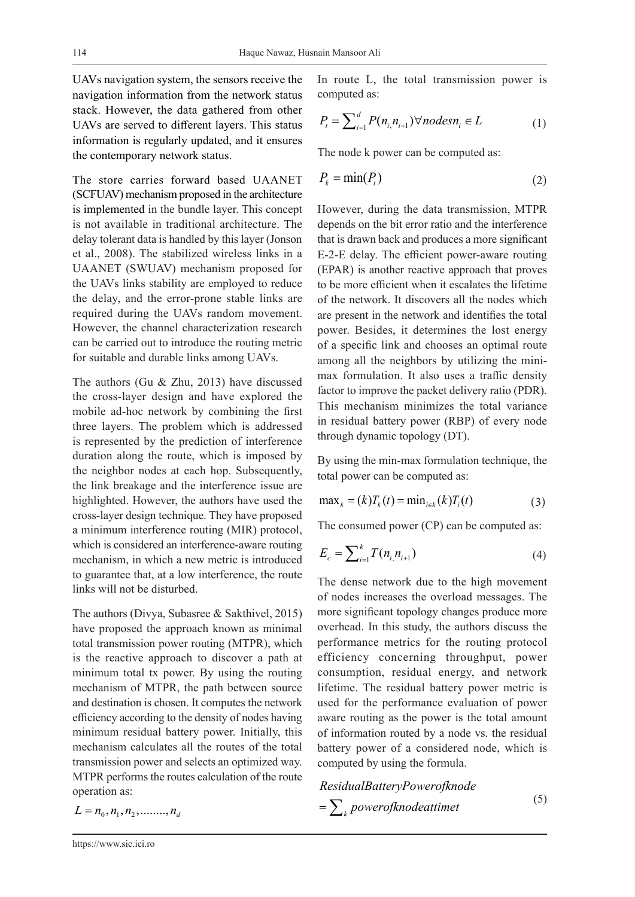UAVs navigation system, the sensors receive the navigation information from the network status stack. However, the data gathered from other UAVs are served to different layers. This status information is regularly updated, and it ensures the contemporary network status.

The store carries forward based UAANET (SCFUAV) mechanism proposed in the architecture is implemented in the bundle layer. This concept is not available in traditional architecture. The delay tolerant data is handled by this layer (Jonson et al., 2008). The stabilized wireless links in a UAANET (SWUAV) mechanism proposed for the UAVs links stability are employed to reduce the delay, and the error-prone stable links are required during the UAVs random movement. However, the channel characterization research can be carried out to introduce the routing metric for suitable and durable links among UAVs.

The authors (Gu & Zhu, 2013) have discussed the cross-layer design and have explored the mobile ad-hoc network by combining the first three layers. The problem which is addressed is represented by the prediction of interference duration along the route, which is imposed by the neighbor nodes at each hop. Subsequently, the link breakage and the interference issue are highlighted. However, the authors have used the cross-layer design technique. They have proposed a minimum interference routing (MIR) protocol, which is considered an interference-aware routing mechanism, in which a new metric is introduced to guarantee that, at a low interference, the route links will not be disturbed.

The authors (Divya, Subasree & Sakthivel, 2015) have proposed the approach known as minimal total transmission power routing (MTPR), which is the reactive approach to discover a path at minimum total tx power. By using the routing mechanism of MTPR, the path between source and destination is chosen. It computes the network efficiency according to the density of nodes having minimum residual battery power. Initially, this mechanism calculates all the routes of the total transmission power and selects an optimized way. MTPR performs the routes calculation of the route operation as:

$$L = n_0, n_1, n_2, ........, n_d$$

In route L, the total transmission power is computed as:

$$P_t = \sum_{i=1}^{d} P(n_i, n_{i+1}) \forall nodes n_i \in L \tag{1}$$

The node k power can be computed as:

$$P_k = \min(P_t) \tag{2}$$

However, during the data transmission, MTPR depends on the bit error ratio and the interference that is drawn back and produces a more significant E-2-E delay. The efficient power-aware routing (EPAR) is another reactive approach that proves to be more efficient when it escalates the lifetime of the network. It discovers all the nodes which are present in the network and identifies the total power. Besides, it determines the lost energy of a specific link and chooses an optimal route among all the neighbors by utilizing the mini-max formulation. It also uses a traffic density factor to improve the packet delivery ratio (PDR). This mechanism minimizes the total variance in residual battery power (RBP) of every node through dynamic topology (DT).

By using the min-max formulation technique, the total power can be computed as:

$$\max_k = (k) T_k(t) = \min_{i \in k} (k) T_i(t) \tag{3}$$

The consumed power (CP) can be computed as:

$$E_c = \sum_{i=1}^{k} T(n_i, n_{i+1}) \tag{4}$$

The dense network due to the high movement of nodes increases the overload messages. The more significant topology changes produce more overhead. In this study, the authors discuss the performance metrics for the routing protocol efficiency concerning throughput, power consumption, residual energy, and network lifetime. The residual battery power metric is used for the performance evaluation of power aware routing as the power is the total amount of information routed by a node vs. the residual battery power of a considered node, which is computed by using the formula.

$$\begin{aligned} &ResidualBatteryPowerofknode \\ &= \sum_k powerofknodeattimet \end{aligned} \tag{5}$$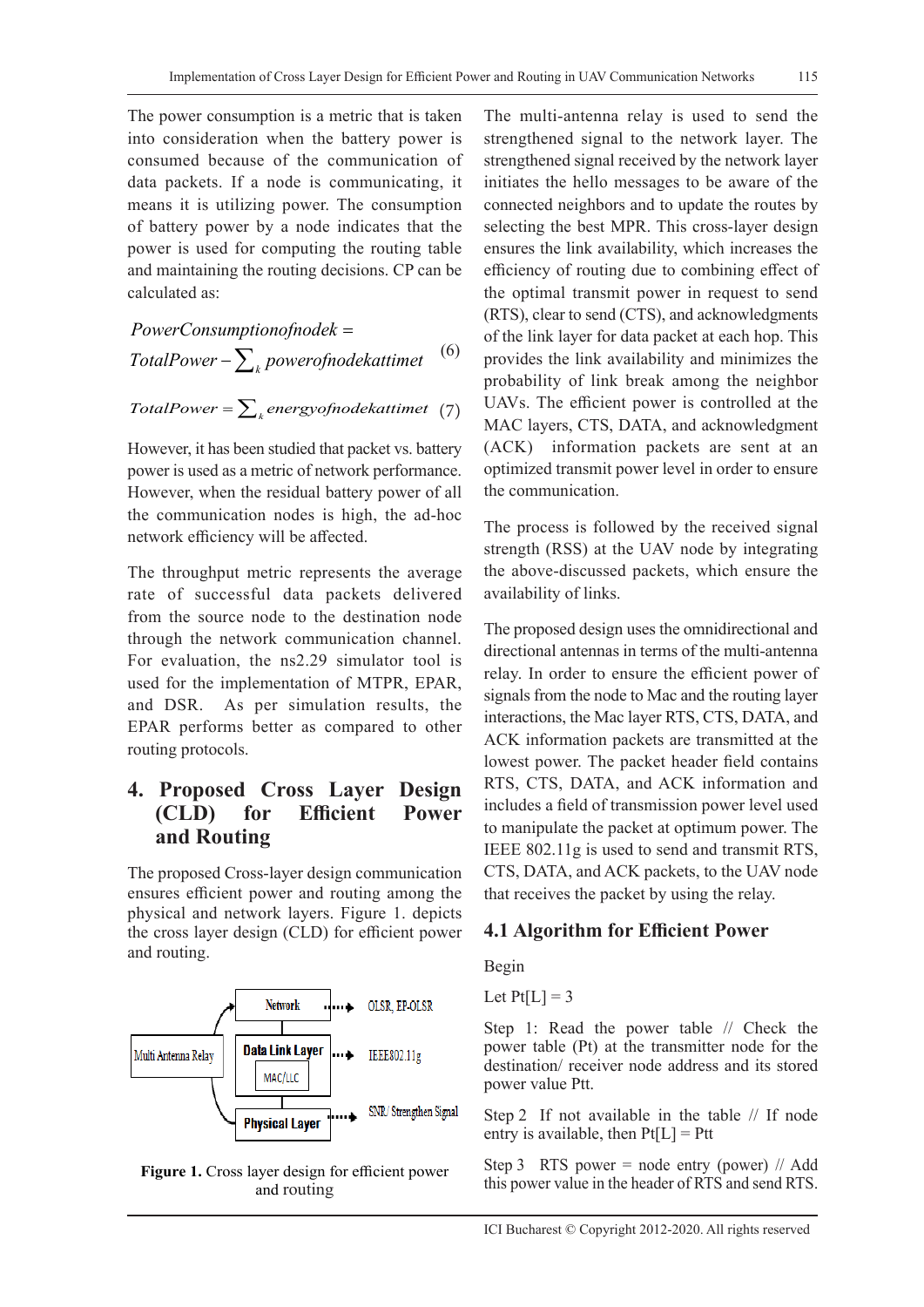The power consumption is a metric that is taken into consideration when the battery power is consumed because of the communication of data packets. If a node is communicating, it means it is utilizing power. The consumption of battery power by a node indicates that the power is used for computing the routing table and maintaining the routing decisions. CP can be calculated as:

$$PowerConsumptionofnodek = TotalPower - \sum_{k} powerofnodekattimet \quad (6)$$

$$TotalPower = \sum_{k} energyofnodekattimet \quad (7)$$

However, it has been studied that packet vs. battery power is used as a metric of network performance. However, when the residual battery power of all the communication nodes is high, the ad-hoc network efficiency will be affected.

The throughput metric represents the average rate of successful data packets delivered from the source node to the destination node through the network communication channel. For evaluation, the ns2.29 simulator tool is used for the implementation of MTPR, EPAR, and DSR. As per simulation results, the EPAR performs better as compared to other routing protocols.

## 4. Proposed Cross Layer Design (CLD) for Efficient Power and Routing

The proposed Cross-layer design communication ensures efficient power and routing among the physical and network layers. Figure 1. depicts the cross layer design (CLD) for efficient power and routing.

Multi Antenna Relay | Network → OLSR, EP-OLSR | Data Link Layer (MAC/LLC) → IEEE802.11g | Physical Layer → SNR/ Strengthen Signal

**Figure 1.** Cross layer design for efficient power and routing

The multi-antenna relay is used to send the strengthened signal to the network layer. The strengthened signal received by the network layer initiates the hello messages to be aware of the connected neighbors and to update the routes by selecting the best MPR. This cross-layer design ensures the link availability, which increases the efficiency of routing due to combining effect of the optimal transmit power in request to send (RTS), clear to send (CTS), and acknowledgments of the link layer for data packet at each hop. This provides the link availability and minimizes the probability of link break among the neighbor UAVs. The efficient power is controlled at the MAC layers, CTS, DATA, and acknowledgment (ACK) information packets are sent at an optimized transmit power level in order to ensure the communication.

The process is followed by the received signal strength (RSS) at the UAV node by integrating the above-discussed packets, which ensure the availability of links.

The proposed design uses the omnidirectional and directional antennas in terms of the multi-antenna relay. In order to ensure the efficient power of signals from the node to Mac and the routing layer interactions, the Mac layer RTS, CTS, DATA, and ACK information packets are transmitted at the lowest power. The packet header field contains RTS, CTS, DATA, and ACK information and includes a field of transmission power level used to manipulate the packet at optimum power. The IEEE 802.11g is used to send and transmit RTS, CTS, DATA, and ACK packets, to the UAV node that receives the packet by using the relay.

### 4.1 Algorithm for Efficient Power

Begin

Let Pt[L] = 3

Step 1: Read the power table // Check the power table (Pt) at the transmitter node for the destination/ receiver node address and its stored power value Ptt.

Step 2 If not available in the table // If node entry is available, then Pt[L] = Ptt

Step 3 RTS power = node entry (power) // Add this power value in the header of RTS and send RTS.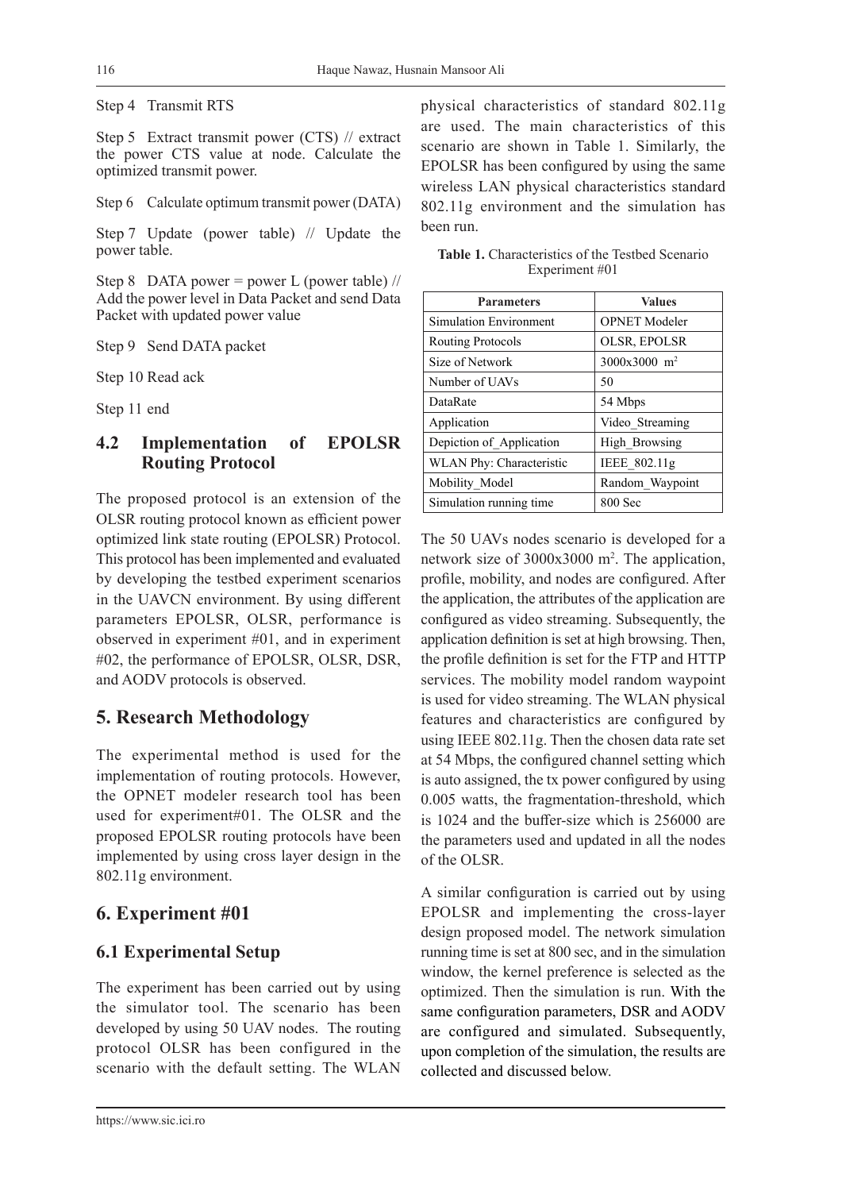Step 4 Transmit RTS

Step 5 Extract transmit power (CTS) // extract the power CTS value at node. Calculate the optimized transmit power.

Step 6 Calculate optimum transmit power (DATA)

Step 7 Update (power table) // Update the power table.

Step 8 DATA power = power L (power table) // Add the power level in Data Packet and send Data Packet with updated power value

Step 9 Send DATA packet

Step 10 Read ack

Step 11 end

### 4.2 Implementation of EPOLSR Routing Protocol

The proposed protocol is an extension of the OLSR routing protocol known as efficient power optimized link state routing (EPOLSR) Protocol. This protocol has been implemented and evaluated by developing the testbed experiment scenarios in the UAVCN environment. By using different parameters EPOLSR, OLSR, performance is observed in experiment #01, and in experiment #02, the performance of EPOLSR, OLSR, DSR, and AODV protocols is observed.

## 5. Research Methodology

The experimental method is used for the implementation of routing protocols. However, the OPNET modeler research tool has been used for experiment#01. The OLSR and the proposed EPOLSR routing protocols have been implemented by using cross layer design in the 802.11g environment.

## 6. Experiment #01

### 6.1 Experimental Setup

The experiment has been carried out by using the simulator tool. The scenario has been developed by using 50 UAV nodes. The routing protocol OLSR has been configured in the scenario with the default setting. The WLAN physical characteristics of standard 802.11g are used. The main characteristics of this scenario are shown in Table 1. Similarly, the EPOLSR has been configured by using the same wireless LAN physical characteristics standard 802.11g environment and the simulation has been run.

**Table 1.** Characteristics of the Testbed Scenario Experiment #01

| Parameters | Values |
|---|---|
| Simulation Environment | OPNET Modeler |
| Routing Protocols | OLSR, EPOLSR |
| Size of Network | 3000x3000 $m^2$ |
| Number of UAVs | 50 |
| DataRate | 54 Mbps |
| Application | Video_Streaming |
| Depiction of_Application | High_Browsing |
| WLAN Phy: Characteristic | IEEE_802.11g |
| Mobility_Model | Random_Waypoint |
| Simulation running time | 800 Sec |

The 50 UAVs nodes scenario is developed for a network size of 3000x3000 $m^2$. The application, profile, mobility, and nodes are configured. After the application, the attributes of the application are configured as video streaming. Subsequently, the application definition is set at high browsing. Then, the profile definition is set for the FTP and HTTP services. The mobility model random waypoint is used for video streaming. The WLAN physical features and characteristics are configured by using IEEE 802.11g. Then the chosen data rate set at 54 Mbps, the configured channel setting which is auto assigned, the tx power configured by using 0.005 watts, the fragmentation-threshold, which is 1024 and the buffer-size which is 256000 are the parameters used and updated in all the nodes of the OLSR.

A similar configuration is carried out by using EPOLSR and implementing the cross-layer design proposed model. The network simulation running time is set at 800 sec, and in the simulation window, the kernel preference is selected as the optimized. Then the simulation is run. With the same configuration parameters, DSR and AODV are configured and simulated. Subsequently, upon completion of the simulation, the results are collected and discussed below.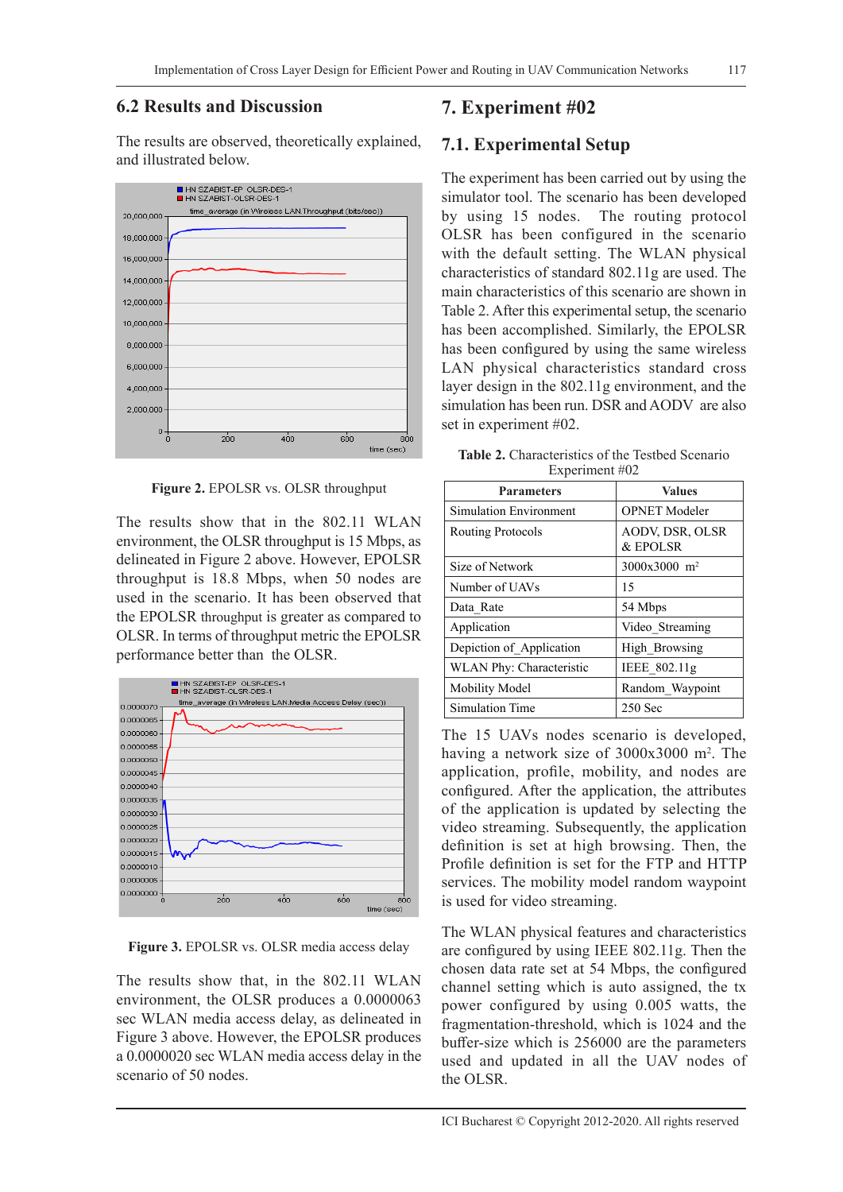## 6.2 Results and Discussion

The results are observed, theoretically explained, and illustrated below.

**Figure 2.** EPOLSR vs. OLSR throughput

The results show that in the 802.11 WLAN environment, the OLSR throughput is 15 Mbps, as delineated in Figure 2 above. However, EPOLSR throughput is 18.8 Mbps, when 50 nodes are used in the scenario. It has been observed that the EPOLSR throughput is greater as compared to OLSR. In terms of throughput metric the EPOLSR performance better than the OLSR.

**Figure 3.** EPOLSR vs. OLSR media access delay

The results show that, in the 802.11 WLAN environment, the OLSR produces a 0.0000063 sec WLAN media access delay, as delineated in Figure 3 above. However, the EPOLSR produces a 0.0000020 sec WLAN media access delay in the scenario of 50 nodes.

# 7. Experiment #02

## 7.1. Experimental Setup

The experiment has been carried out by using the simulator tool. The scenario has been developed by using 15 nodes. The routing protocol OLSR has been configured in the scenario with the default setting. The WLAN physical characteristics of standard 802.11g are used. The main characteristics of this scenario are shown in Table 2. After this experimental setup, the scenario has been accomplished. Similarly, the EPOLSR has been configured by using the same wireless LAN physical characteristics standard cross layer design in the 802.11g environment, and the simulation has been run. DSR and AODV are also set in experiment #02.

**Table 2.** Characteristics of the Testbed Scenario Experiment #02

| Parameters | Values |
|---|---|
| Simulation Environment | OPNET Modeler |
| Routing Protocols | AODV, DSR, OLSR & EPOLSR |
| Size of Network | 3000x3000 $m^2$ |
| Number of UAVs | 15 |
| Data_Rate | 54 Mbps |
| Application | Video_Streaming |
| Depiction of_Application | High_Browsing |
| WLAN Phy: Characteristic | IEEE_802.11g |
| Mobility Model | Random_Waypoint |
| Simulation Time | 250 Sec |

The 15 UAVs nodes scenario is developed, having a network size of 3000x3000 $m^2$. The application, profile, mobility, and nodes are configured. After the application, the attributes of the application is updated by selecting the video streaming. Subsequently, the application definition is set at high browsing. Then, the Profile definition is set for the FTP and HTTP services. The mobility model random waypoint is used for video streaming.

The WLAN physical features and characteristics are configured by using IEEE 802.11g. Then the chosen data rate set at 54 Mbps, the configured channel setting which is auto assigned, the tx power configured by using 0.005 watts, the fragmentation-threshold, which is 1024 and the buffer-size which is 256000 are the parameters used and updated in all the UAV nodes of the OLSR.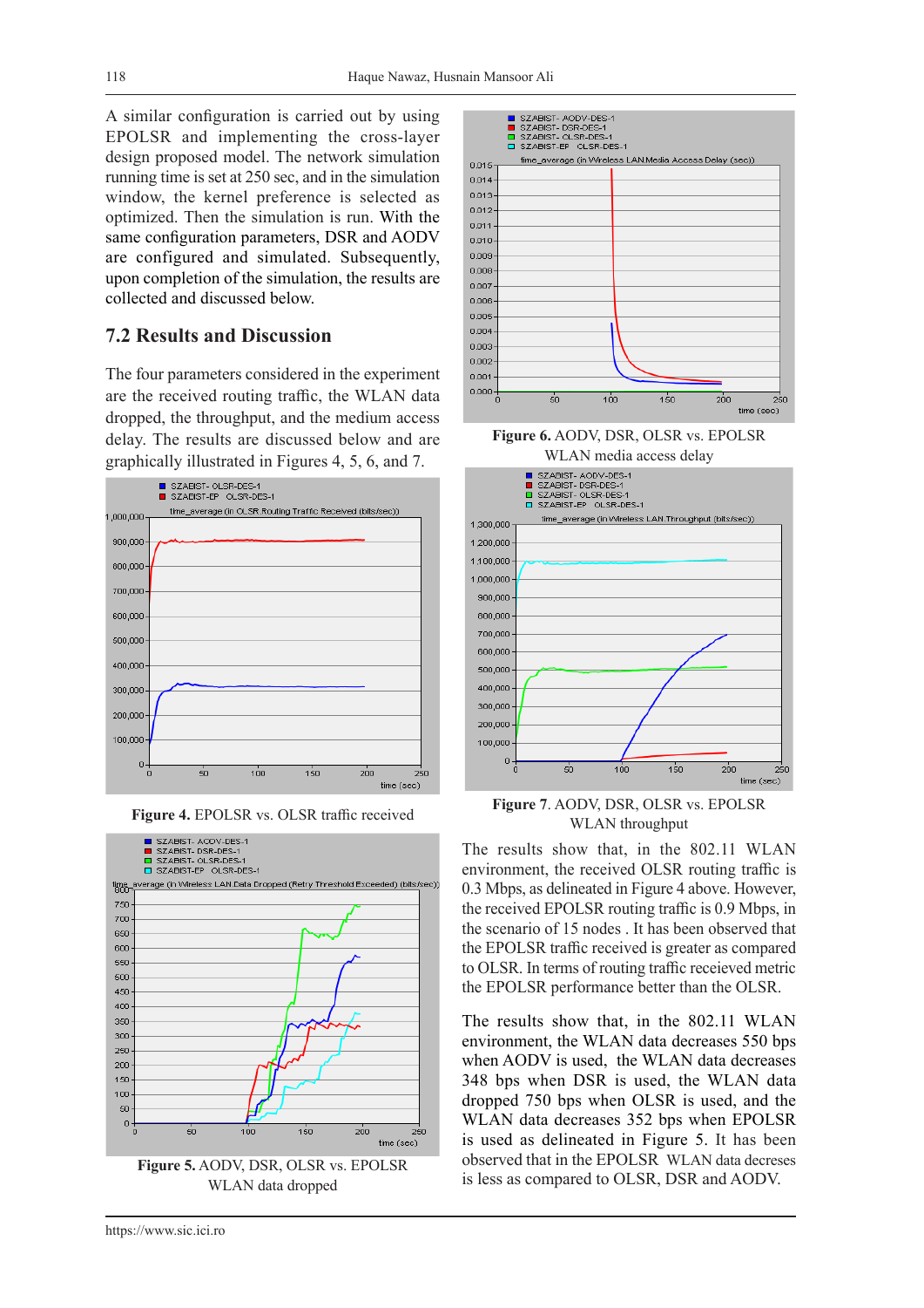A similar configuration is carried out by using EPOLSR and implementing the cross-layer design proposed model. The network simulation running time is set at 250 sec, and in the simulation window, the kernel preference is selected as optimized. Then the simulation is run. With the same configuration parameters, DSR and AODV are configured and simulated. Subsequently, upon completion of the simulation, the results are collected and discussed below.

## 7.2 Results and Discussion

The four parameters considered in the experiment are the received routing traffic, the WLAN data dropped, the throughput, and the medium access delay. The results are discussed below and are graphically illustrated in Figures 4, 5, 6, and 7.

**Figure 4.** EPOLSR vs. OLSR traffic received

**Figure 5.** AODV, DSR, OLSR vs. EPOLSR WLAN data dropped

**Figure 6.** AODV, DSR, OLSR vs. EPOLSR WLAN media access delay

**Figure 7**. AODV, DSR, OLSR vs. EPOLSR WLAN throughput

The results show that, in the 802.11 WLAN environment, the received OLSR routing traffic is 0.3 Mbps, as delineated in Figure 4 above. However, the received EPOLSR routing traffic is 0.9 Mbps, in the scenario of 15 nodes . It has been observed that the EPOLSR traffic received is greater as compared to OLSR. In terms of routing traffic receieved metric the EPOLSR performance better than the OLSR.

The results show that, in the 802.11 WLAN environment, the WLAN data decreases 550 bps when AODV is used, the WLAN data decreases 348 bps when DSR is used, the WLAN data dropped 750 bps when OLSR is used, and the WLAN data decreases 352 bps when EPOLSR is used as delineated in Figure 5. It has been observed that in the EPOLSR WLAN data decreses is less as compared to OLSR, DSR and AODV.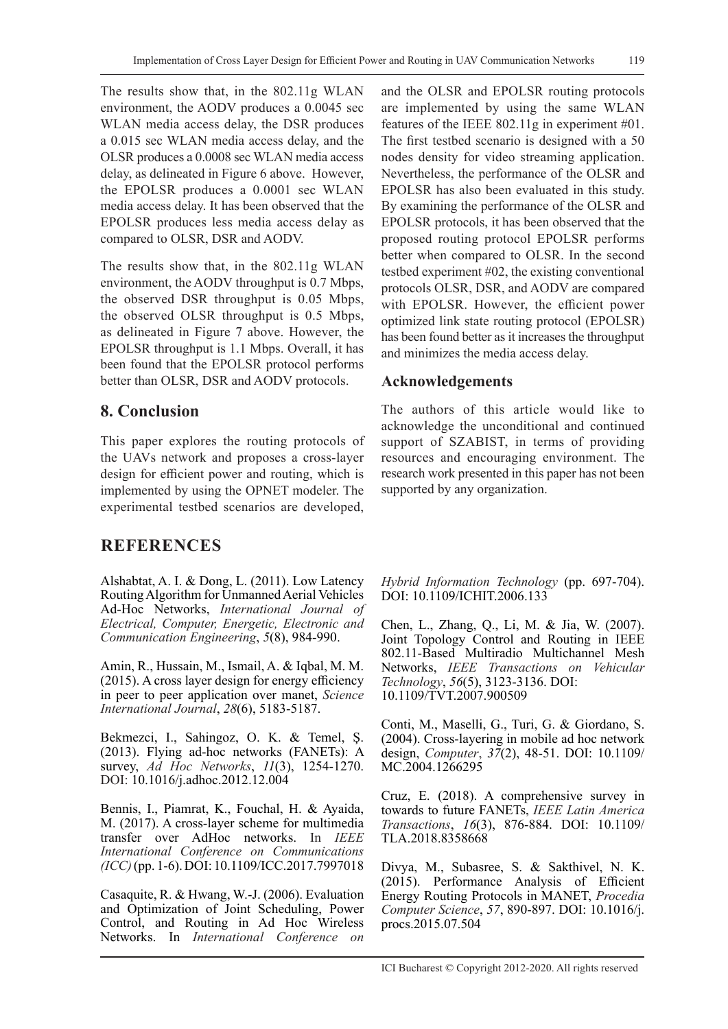The results show that, in the 802.11g WLAN environment, the AODV produces a 0.0045 sec WLAN media access delay, the DSR produces a 0.015 sec WLAN media access delay, and the OLSR produces a 0.0008 sec WLAN media access delay, as delineated in Figure 6 above. However, the EPOLSR produces a 0.0001 sec WLAN media access delay. It has been observed that the EPOLSR produces less media access delay as compared to OLSR, DSR and AODV.

The results show that, in the 802.11g WLAN environment, the AODV throughput is 0.7 Mbps, the observed DSR throughput is 0.05 Mbps, the observed OLSR throughput is 0.5 Mbps, as delineated in Figure 7 above. However, the EPOLSR throughput is 1.1 Mbps. Overall, it has been found that the EPOLSR protocol performs better than OLSR, DSR and AODV protocols.

## 8. Conclusion

This paper explores the routing protocols of the UAVs network and proposes a cross-layer design for efficient power and routing, which is implemented by using the OPNET modeler. The experimental testbed scenarios are developed, and the OLSR and EPOLSR routing protocols are implemented by using the same WLAN features of the IEEE 802.11g in experiment #01. The first testbed scenario is designed with a 50 nodes density for video streaming application. Nevertheless, the performance of the OLSR and EPOLSR has also been evaluated in this study. By examining the performance of the OLSR and EPOLSR protocols, it has been observed that the proposed routing protocol EPOLSR performs better when compared to OLSR. In the second testbed experiment #02, the existing conventional protocols OLSR, DSR, and AODV are compared with EPOLSR. However, the efficient power optimized link state routing protocol (EPOLSR) has been found better as it increases the throughput and minimizes the media access delay.

### Acknowledgements

The authors of this article would like to acknowledge the unconditional and continued support of SZABIST, in terms of providing resources and encouraging environment. The research work presented in this paper has not been supported by any organization.

## REFERENCES

Alshabtat, A. I. & Dong, L. (2011). Low Latency Routing Algorithm for Unmanned Aerial Vehicles Ad-Hoc Networks, *International Journal of Electrical, Computer, Energetic, Electronic and Communication Engineering*, *5*(8), 984-990.

Amin, R., Hussain, M., Ismail, A. & Iqbal, M. M. (2015). A cross layer design for energy efficiency in peer to peer application over manet, *Science International Journal*, *28*(6), 5183-5187.

Bekmezci, I., Sahingoz, O. K. & Temel, Ş. (2013). Flying ad-hoc networks (FANETs): A survey, *Ad Hoc Networks*, *11*(3), 1254-1270. DOI: 10.1016/j.adhoc.2012.12.004

Bennis, I., Piamrat, K., Fouchal, H. & Ayaida, M. (2017). A cross-layer scheme for multimedia transfer over AdHoc networks. In *IEEE International Conference on Communications (ICC)* (pp. 1-6). DOI: 10.1109/ICC.2017.7997018

Casaquite, R. & Hwang, W.-J. (2006). Evaluation and Optimization of Joint Scheduling, Power Control, and Routing in Ad Hoc Wireless Networks. In *International Conference on Hybrid Information Technology* (pp. 697-704). DOI: 10.1109/ICHIT.2006.133

Chen, L., Zhang, Q., Li, M. & Jia, W. (2007). Joint Topology Control and Routing in IEEE 802.11-Based Multiradio Multichannel Mesh Networks, *IEEE Transactions on Vehicular Technology*, *56*(5), 3123-3136. DOI: 10.1109/TVT.2007.900509

Conti, M., Maselli, G., Turi, G. & Giordano, S. (2004). Cross-layering in mobile ad hoc network design, *Computer*, *37*(2), 48-51. DOI: 10.1109/MC.2004.1266295

Cruz, E. (2018). A comprehensive survey in towards to future FANETs, *IEEE Latin America Transactions*, *16*(3), 876-884. DOI: 10.1109/TLA.2018.8358668

Divya, M., Subasree, S. & Sakthivel, N. K. (2015). Performance Analysis of Efficient Energy Routing Protocols in MANET, *Procedia Computer Science*, *57*, 890-897. DOI: 10.1016/j.procs.2015.07.504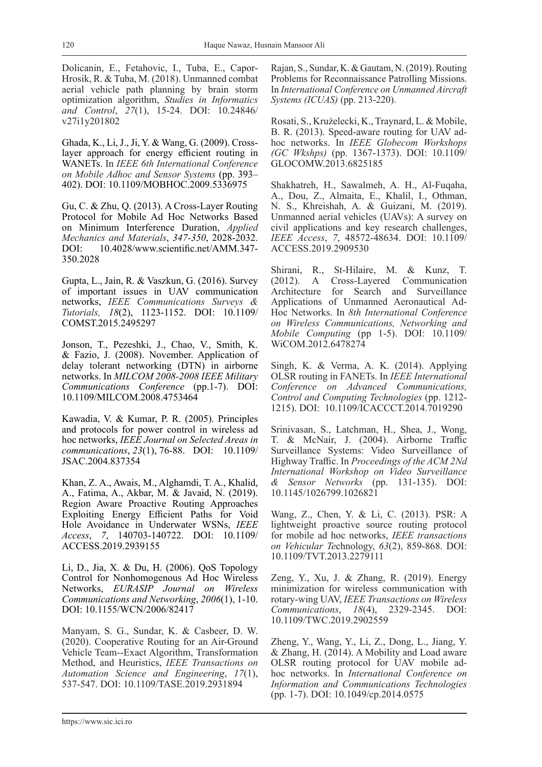Dolicanin, E., Fetahovic, I., Tuba, E., Capor-Hrosik, R. & Tuba, M. (2018). Unmanned combat aerial vehicle path planning by brain storm optimization algorithm, *Studies in Informatics and Control*, *27*(1), 15-24. DOI: 10.24846/v27i1y201802

Ghada, K., Li, J., Ji, Y. & Wang, G. (2009). Cross-layer approach for energy efficient routing in WANETs. In *IEEE 6th International Conference on Mobile Adhoc and Sensor Systems* (pp. 393–402). DOI: 10.1109/MOBHOC.2009.5336975

Gu, C. & Zhu, Q. (2013). A Cross-Layer Routing Protocol for Mobile Ad Hoc Networks Based on Minimum Interference Duration, *Applied Mechanics and Materials*, *347-350*, 2028-2032. DOI: 10.4028/www.scientific.net/AMM.347-350.2028

Gupta, L., Jain, R. & Vaszkun, G. (2016). Survey of important issues in UAV communication networks, *IEEE Communications Surveys & Tutorials, 18*(2), 1123-1152. DOI: 10.1109/COMST.2015.2495297

Jonson, T., Pezeshki, J., Chao, V., Smith, K. & Fazio, J. (2008). November. Application of delay tolerant networking (DTN) in airborne networks. In *MILCOM 2008-2008 IEEE Military Communications Conference* (pp.1-7). DOI: 10.1109/MILCOM.2008.4753464

Kawadia, V. & Kumar, P. R. (2005). Principles and protocols for power control in wireless ad hoc networks, *IEEE Journal on Selected Areas in communications*, *23*(1), 76-88. DOI: 10.1109/JSAC.2004.837354

Khan, Z. A., Awais, M., Alghamdi, T. A., Khalid, A., Fatima, A., Akbar, M. & Javaid, N. (2019). Region Aware Proactive Routing Approaches Exploiting Energy Efficient Paths for Void Hole Avoidance in Underwater WSNs, *IEEE Access*, *7*, 140703-140722. DOI: 10.1109/ACCESS.2019.2939155

Li, D., Jia, X. & Du, H. (2006). QoS Topology Control for Nonhomogenous Ad Hoc Wireless Networks, *EURASIP Journal on Wireless Communications and Networking*, *2006*(1), 1-10. DOI: 10.1155/WCN/2006/82417

Manyam, S. G., Sundar, K. & Casbeer, D. W. (2020). Cooperative Routing for an Air-Ground Vehicle Team--Exact Algorithm, Transformation Method, and Heuristics, *IEEE Transactions on Automation Science and Engineering*, *17*(1), 537-547. DOI: 10.1109/TASE.2019.2931894

Rajan, S., Sundar, K. & Gautam, N. (2019). Routing Problems for Reconnaissance Patrolling Missions. In *International Conference on Unmanned Aircraft Systems (ICUAS)* (pp. 213-220).

Rosati, S., Krużelecki, K., Traynard, L. & Mobile, B. R. (2013). Speed-aware routing for UAV ad-hoc networks. In *IEEE Globecom Workshops (GC Wkshps)* (pp. 1367-1373). DOI: 10.1109/GLOCOMW.2013.6825185

Shakhatreh, H., Sawalmeh, A. H., Al-Fuqaha, A., Dou, Z., Almaita, E., Khalil, I., Othman, N. S., Khreishah, A. & Guizani, M. (2019). Unmanned aerial vehicles (UAVs): A survey on civil applications and key research challenges, *IEEE Access*, *7*, 48572-48634. DOI: 10.1109/ACCESS.2019.2909530

Shirani, R., St-Hilaire, M. & Kunz, T. (2012). A Cross-Layered Communication Architecture for Search and Surveillance Applications of Unmanned Aeronautical Ad-Hoc Networks. In *8th International Conference on Wireless Communications, Networking and Mobile Computing* (pp 1-5). DOI: 10.1109/WiCOM.2012.6478274

Singh, K. & Verma, A. K. (2014). Applying OLSR routing in FANETs. In *IEEE International Conference on Advanced Communications, Control and Computing Technologies* (pp. 1212-1215). DOI: 10.1109/ICACCCT.2014.7019290

Srinivasan, S., Latchman, H., Shea, J., Wong, T. & McNair, J. (2004). Airborne Traffic Surveillance Systems: Video Surveillance of Highway Traffic. In *Proceedings of the ACM 2Nd International Workshop on Video Surveillance & Sensor Networks* (pp. 131-135). DOI: 10.1145/1026799.1026821

Wang, Z., Chen, Y. & Li, C. (2013). PSR: A lightweight proactive source routing protocol for mobile ad hoc networks, *IEEE transactions on Vehicular Te*chnology, *63*(2), 859-868. DOI: 10.1109/TVT.2013.2279111

Zeng, Y., Xu, J. & Zhang, R. (2019). Energy minimization for wireless communication with rotary-wing UAV, *IEEE Transactions on Wireless Communications*, *18*(4), 2329-2345. DOI: 10.1109/TWC.2019.2902559

Zheng, Y., Wang, Y., Li, Z., Dong, L., Jiang, Y. & Zhang, H. (2014). A Mobility and Load aware OLSR routing protocol for UAV mobile ad-hoc networks. In *International Conference on Information and Communications Technologies* (pp. 1-7). DOI: 10.1049/cp.2014.0575